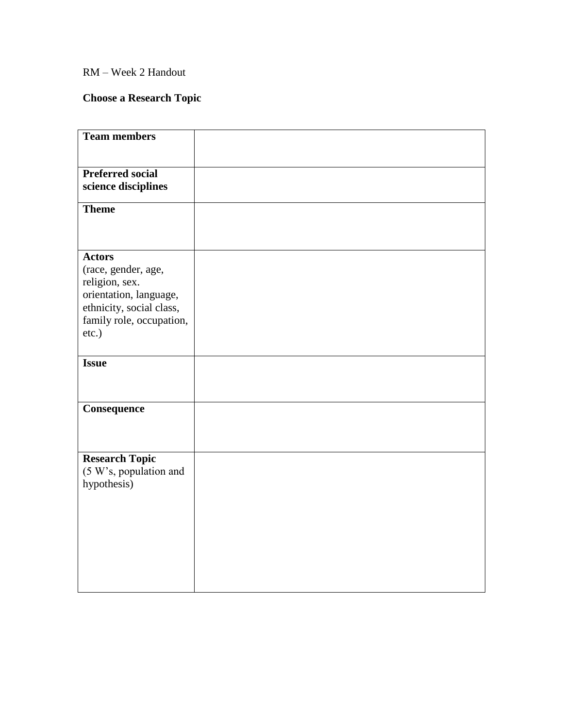RM – Week 2 Handout

**Choose a Research Topic**

| | |
|---|---|
| **Team members** | |
| **Preferred social science disciplines** | |
| **Theme** | |
| **Actors** (race, gender, age, religion, sex. orientation, language, ethnicity, social class, family role, occupation, etc.) | |
| **Issue** | |
| **Consequence** | |
| **Research Topic** (5 W's, population and hypothesis) | |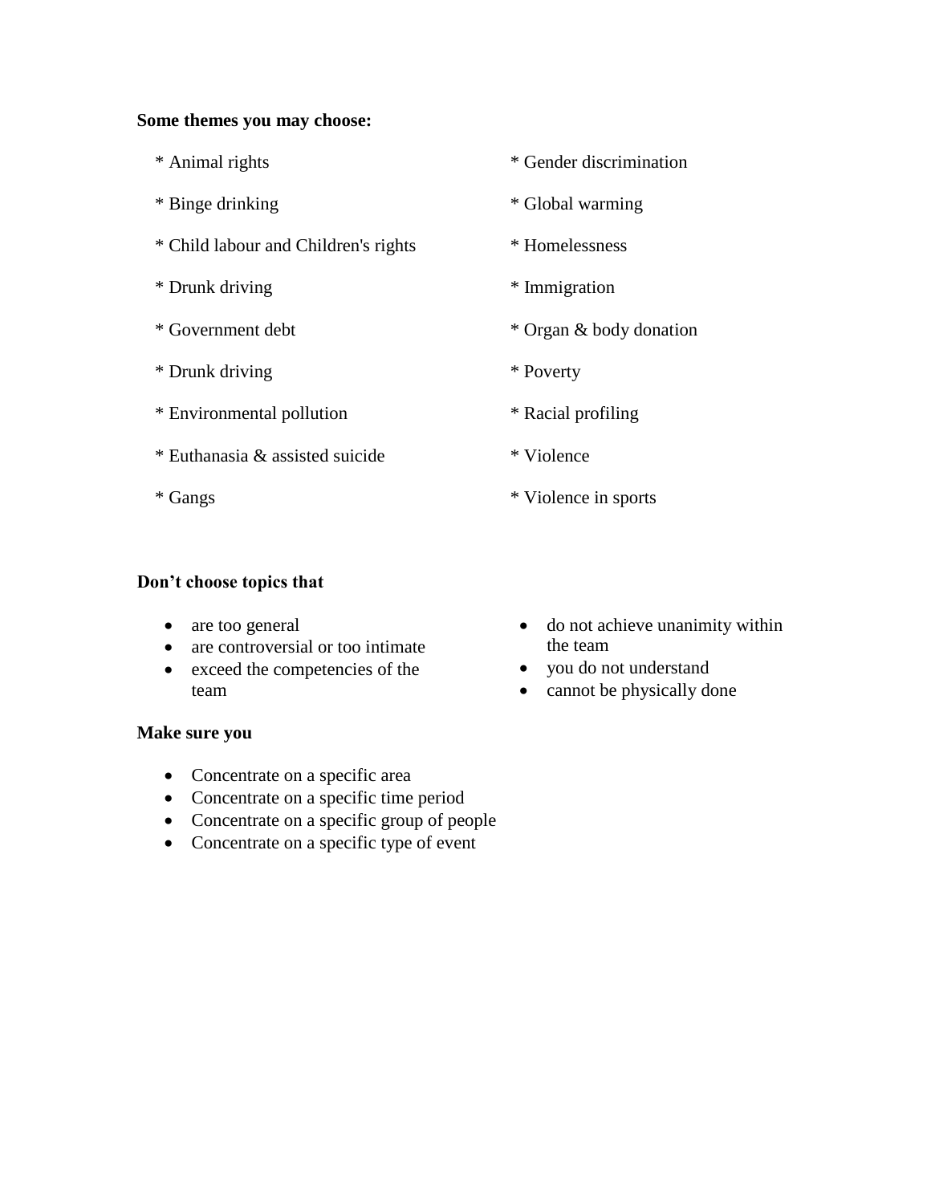**Some themes you may choose:**

* Animal rights
* Binge drinking
* Child labour and Children's rights
* Drunk driving
* Government debt
* Drunk driving
* Environmental pollution
* Euthanasia & assisted suicide
* Gangs
* Gender discrimination
* Global warming
* Homelessness
* Immigration
* Organ & body donation
* Poverty
* Racial profiling
* Violence
* Violence in sports

**Don't choose topics that**

- are too general
- are controversial or too intimate
- exceed the competencies of the team
- do not achieve unanimity within the team
- you do not understand
- cannot be physically done

**Make sure you**

- Concentrate on a specific area
- Concentrate on a specific time period
- Concentrate on a specific group of people
- Concentrate on a specific type of event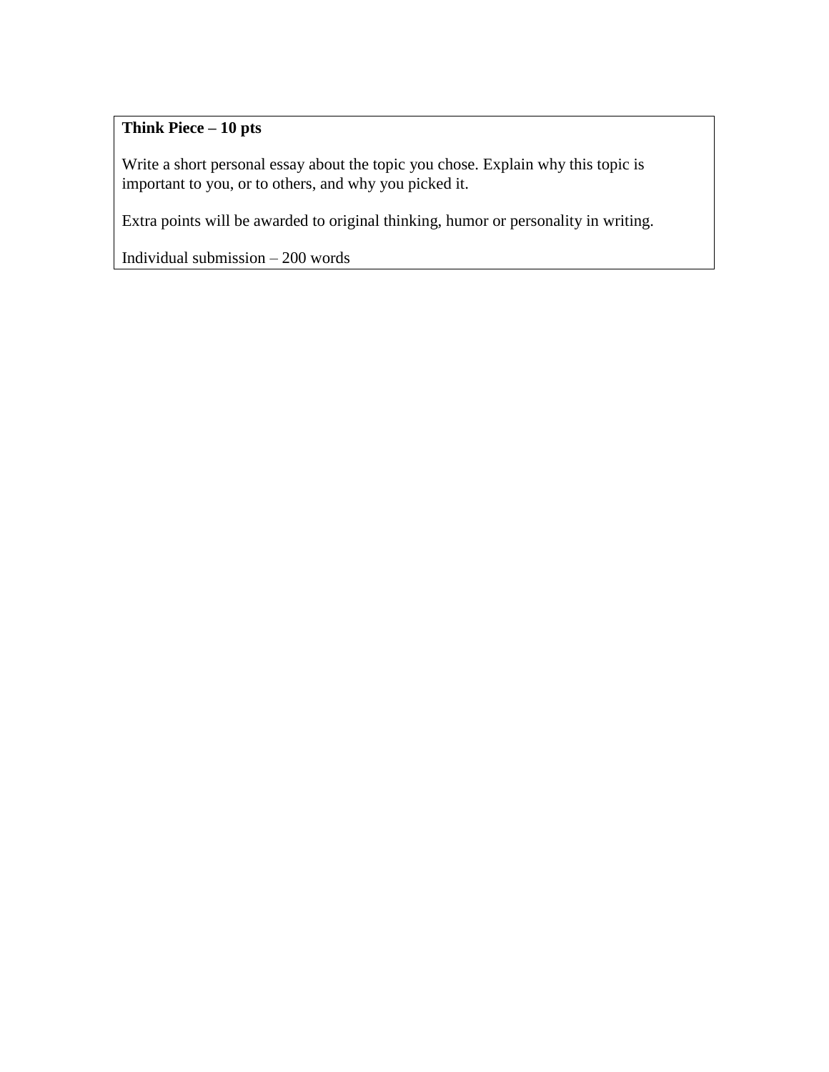**Think Piece – 10 pts**

Write a short personal essay about the topic you chose. Explain why this topic is important to you, or to others, and why you picked it.

Extra points will be awarded to original thinking, humor or personality in writing.

Individual submission – 200 words